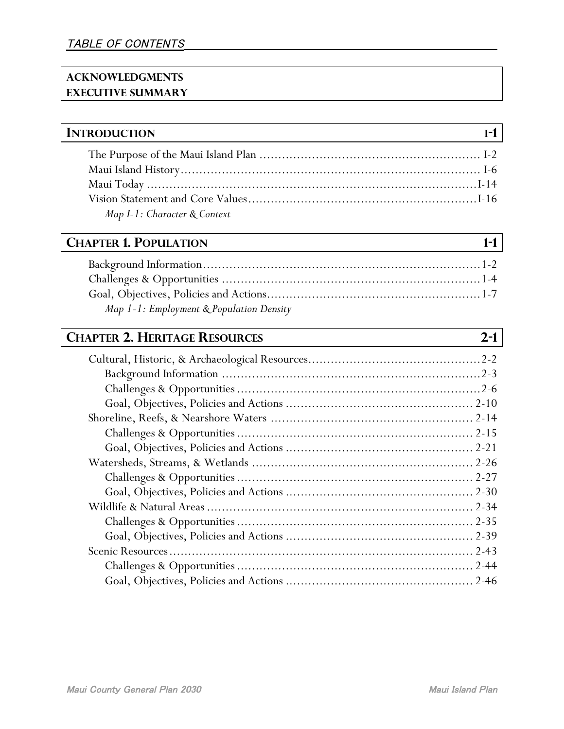# TABLE OF CONTENTS

**ACKNOWLEDGMENTS**
**EXECUTIVE SUMMARY**

## INTRODUCTION — I-1

The Purpose of the Maui Island Plan .......... I-2
Maui Island History .......... I-6
Maui Today .......... I-14
Vision Statement and Core Values .......... I-16
*Map I-1: Character & Context*

## CHAPTER 1. POPULATION — 1-1

Background Information .......... 1-2
Challenges & Opportunities .......... 1-4
Goal, Objectives, Policies and Actions .......... 1-7
*Map 1-1: Employment & Population Density*

## CHAPTER 2. HERITAGE RESOURCES — 2-1

Cultural, Historic, & Archaeological Resources .......... 2-2
- Background Information .......... 2-3
- Challenges & Opportunities .......... 2-6
- Goal, Objectives, Policies and Actions .......... 2-10

Shoreline, Reefs, & Nearshore Waters .......... 2-14
- Challenges & Opportunities .......... 2-15
- Goal, Objectives, Policies and Actions .......... 2-21

Watersheds, Streams, & Wetlands .......... 2-26
- Challenges & Opportunities .......... 2-27
- Goal, Objectives, Policies and Actions .......... 2-30

Wildlife & Natural Areas .......... 2-34
- Challenges & Opportunities .......... 2-35
- Goal, Objectives, Policies and Actions .......... 2-39

Scenic Resources .......... 2-43
- Challenges & Opportunities .......... 2-44
- Goal, Objectives, Policies and Actions .......... 2-46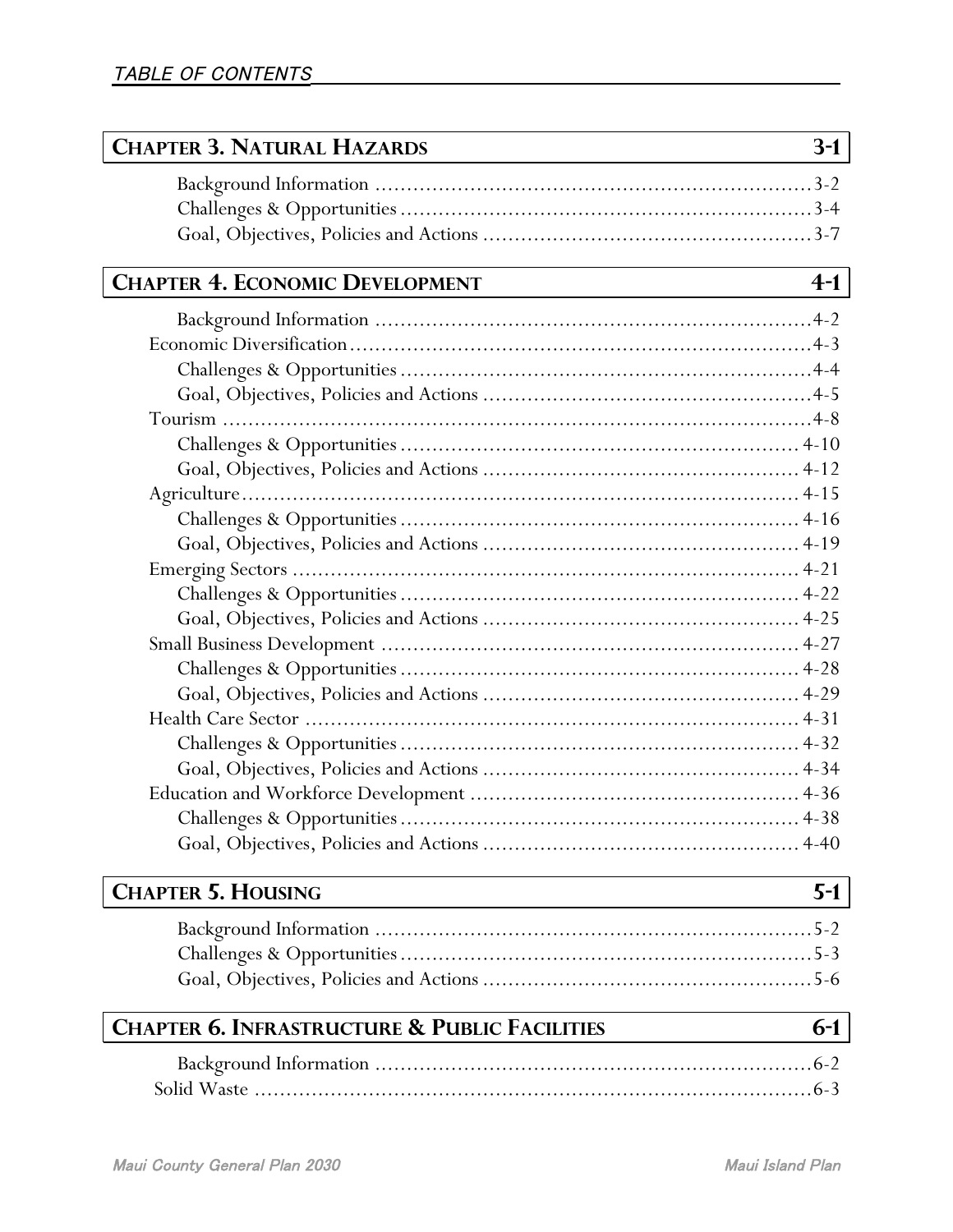## Chapter 3. Natural Hazards — 3-1

- Background Information ........ 3-2
- Challenges & Opportunities ........ 3-4
- Goal, Objectives, Policies and Actions ........ 3-7

## Chapter 4. Economic Development — 4-1

- Background Information ........ 4-2
- Economic Diversification ........ 4-3
  - Challenges & Opportunities ........ 4-4
  - Goal, Objectives, Policies and Actions ........ 4-5
- Tourism ........ 4-8
  - Challenges & Opportunities ........ 4-10
  - Goal, Objectives, Policies and Actions ........ 4-12
- Agriculture ........ 4-15
  - Challenges & Opportunities ........ 4-16
  - Goal, Objectives, Policies and Actions ........ 4-19
- Emerging Sectors ........ 4-21
  - Challenges & Opportunities ........ 4-22
  - Goal, Objectives, Policies and Actions ........ 4-25
- Small Business Development ........ 4-27
  - Challenges & Opportunities ........ 4-28
  - Goal, Objectives, Policies and Actions ........ 4-29
- Health Care Sector ........ 4-31
  - Challenges & Opportunities ........ 4-32
  - Goal, Objectives, Policies and Actions ........ 4-34
- Education and Workforce Development ........ 4-36
  - Challenges & Opportunities ........ 4-38
  - Goal, Objectives, Policies and Actions ........ 4-40

## Chapter 5. Housing — 5-1

- Background Information ........ 5-2
- Challenges & Opportunities ........ 5-3
- Goal, Objectives, Policies and Actions ........ 5-6

## Chapter 6. Infrastructure & Public Facilities — 6-1

- Background Information ........ 6-2
- Solid Waste ........ 6-3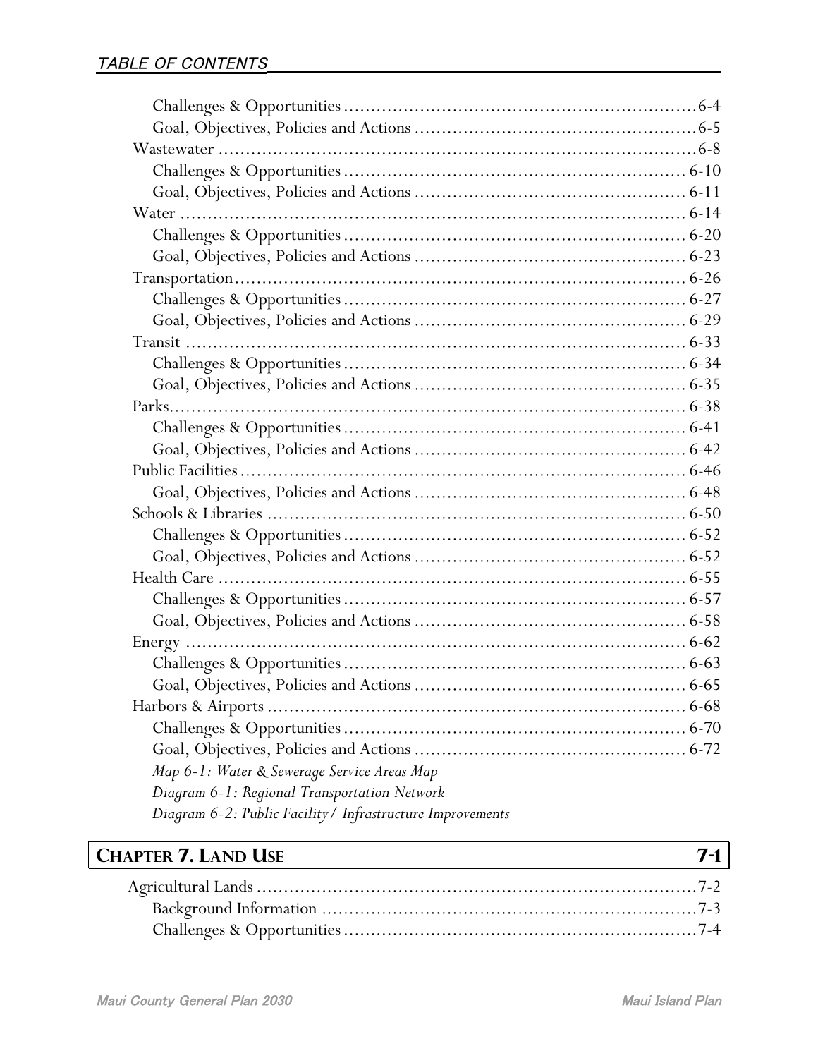Challenges & Opportunities ................................................................ 6-4
Goal, Objectives, Policies and Actions ................................................ 6-5
Wastewater ........................................................................................ 6-8
Challenges & Opportunities ................................................................ 6-10
Goal, Objectives, Policies and Actions ................................................ 6-11
Water .................................................................................................. 6-14
Challenges & Opportunities ................................................................ 6-20
Goal, Objectives, Policies and Actions ................................................ 6-23
Transportation ..................................................................................... 6-26
Challenges & Opportunities ................................................................ 6-27
Goal, Objectives, Policies and Actions ................................................ 6-29
Transit ................................................................................................ 6-33
Challenges & Opportunities ................................................................ 6-34
Goal, Objectives, Policies and Actions ................................................ 6-35
Parks .................................................................................................. 6-38
Challenges & Opportunities ................................................................ 6-41
Goal, Objectives, Policies and Actions ................................................ 6-42
Public Facilities ................................................................................... 6-46
Goal, Objectives, Policies and Actions ................................................ 6-48
Schools & Libraries ............................................................................. 6-50
Challenges & Opportunities ................................................................ 6-52
Goal, Objectives, Policies and Actions ................................................ 6-52
Health Care ........................................................................................ 6-55
Challenges & Opportunities ................................................................ 6-57
Goal, Objectives, Policies and Actions ................................................ 6-58
Energy ................................................................................................ 6-62
Challenges & Opportunities ................................................................ 6-63
Goal, Objectives, Policies and Actions ................................................ 6-65
Harbors & Airports ............................................................................. 6-68
Challenges & Opportunities ................................................................ 6-70
Goal, Objectives, Policies and Actions ................................................ 6-72

*Map 6-1: Water & Sewerage Service Areas Map*
*Diagram 6-1: Regional Transportation Network*
*Diagram 6-2: Public Facility / Infrastructure Improvements*

## CHAPTER 7. LAND USE — 7-1

Agricultural Lands ............................................................................... 7-2
Background Information ..................................................................... 7-3
Challenges & Opportunities ................................................................ 7-4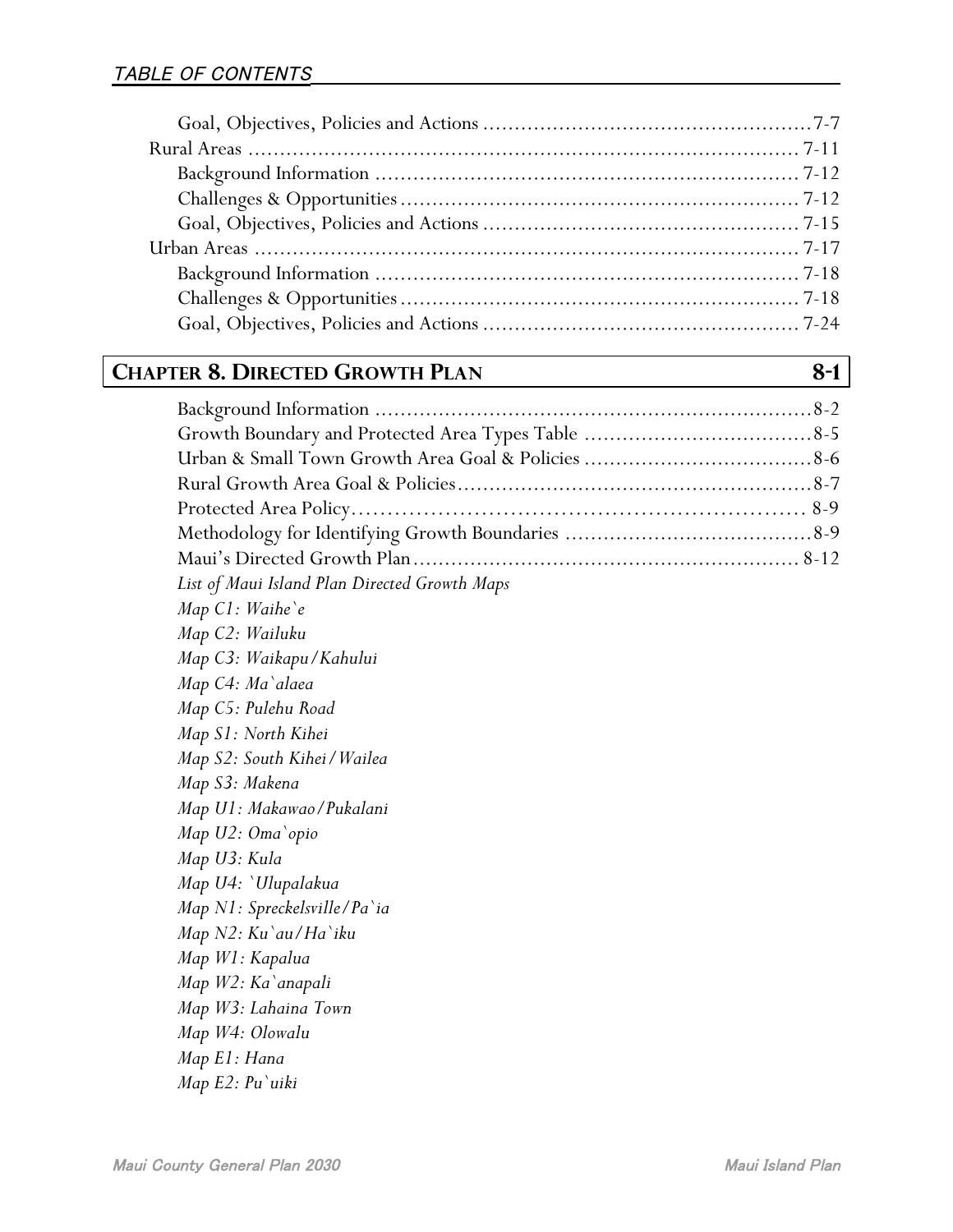Goal, Objectives, Policies and Actions ....................................................7-7

Rural Areas ....................................................................................... 7-11

Background Information .................................................................. 7-12

Challenges & Opportunities ............................................................... 7-12

Goal, Objectives, Policies and Actions .................................................. 7-15

Urban Areas ...................................................................................... 7-17

Background Information .................................................................. 7-18

Challenges & Opportunities ............................................................... 7-18

Goal, Objectives, Policies and Actions .................................................. 7-24

## CHAPTER 8. DIRECTED GROWTH PLAN 8-1

Background Information ....................................................................8-2

Growth Boundary and Protected Area Types Table ....................................8-5

Urban & Small Town Growth Area Goal & Policies ....................................8-6

Rural Growth Area Goal & Policies........................................................8-7

Protected Area Policy.......................................................................... 8-9

Methodology for Identifying Growth Boundaries .......................................8-9

Maui's Directed Growth Plan............................................................. 8-12

*List of Maui Island Plan Directed Growth Maps*

*Map C1: Waihe`e*

*Map C2: Wailuku*

*Map C3: Waikapu/Kahului*

*Map C4: Ma`alaea*

*Map C5: Pulehu Road*

*Map S1: North Kihei*

*Map S2: South Kihei/Wailea*

*Map S3: Makena*

*Map U1: Makawao/Pukalani*

*Map U2: Oma`opio*

*Map U3: Kula*

*Map U4: `Ulupalakua*

*Map N1: Spreckelsville/Pa`ia*

*Map N2: Ku`au/Ha`iku*

*Map W1: Kapalua*

*Map W2: Ka`anapali*

*Map W3: Lahaina Town*

*Map W4: Olowalu*

*Map E1: Hana*

*Map E2: Pu`uiki*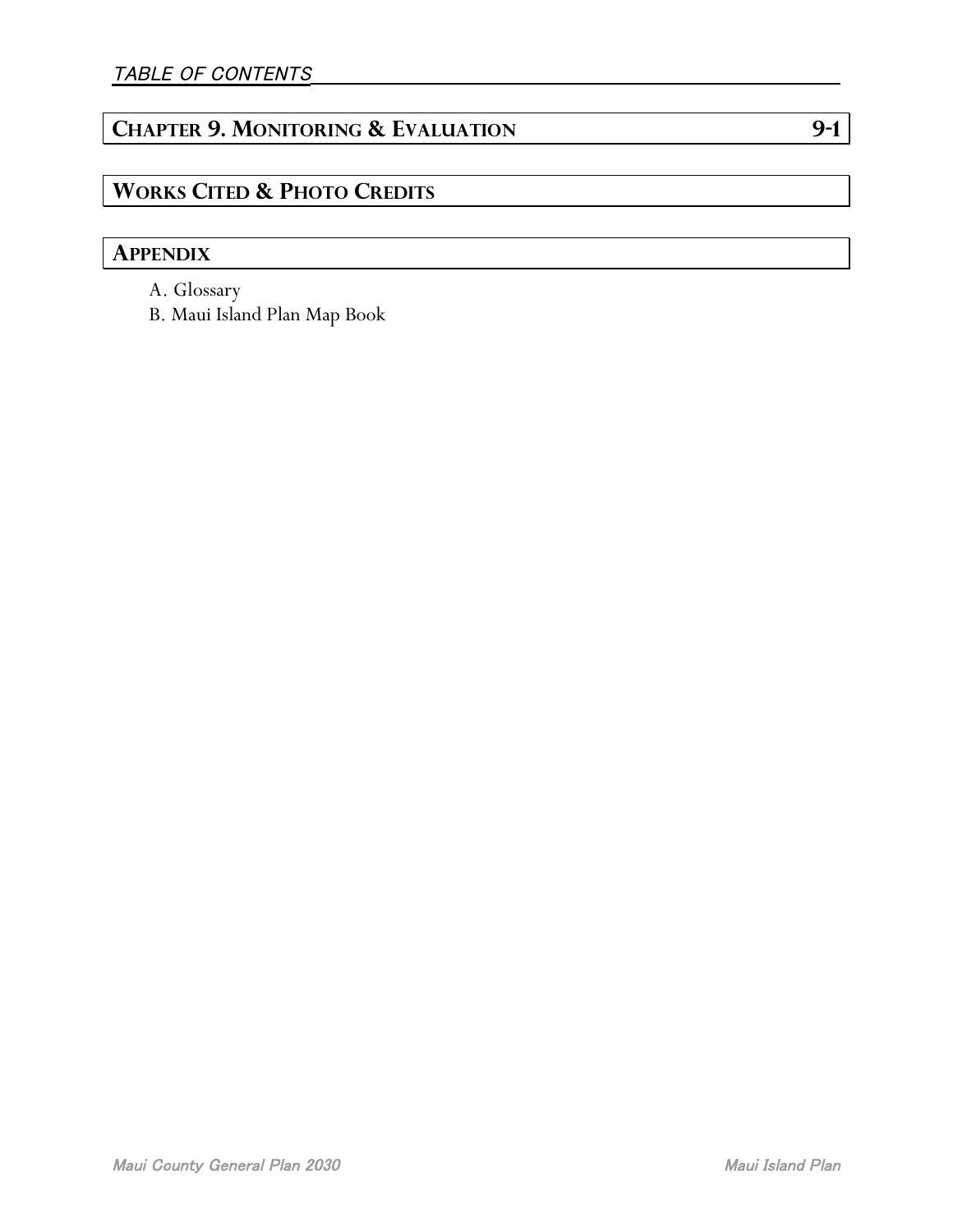## CHAPTER 9. MONITORING & EVALUATION 9-1

## WORKS CITED & PHOTO CREDITS

## APPENDIX

A. Glossary

B. Maui Island Plan Map Book